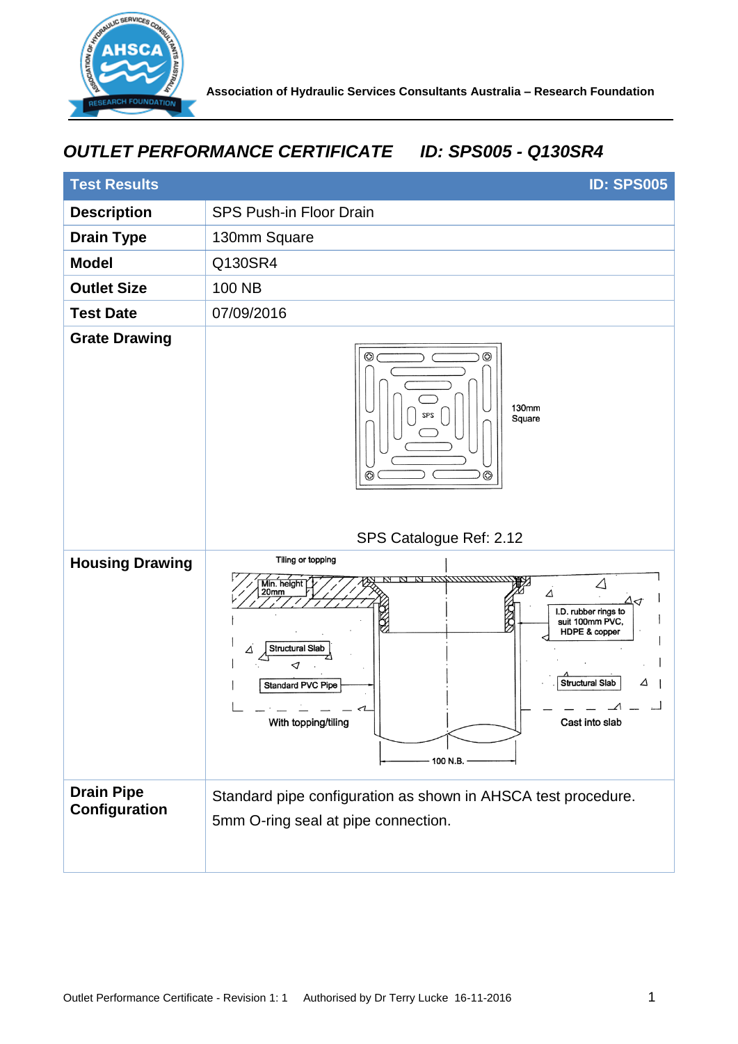Association of Hydraulic Services Consultants Australia – Research Foundation

## *OUTLET PERFORMANCE CERTIFICATE ID: SPS005 - Q130SR4*

| Test Results | ID: SPS005 |
|---|---|
| **Description** | SPS Push-in Floor Drain |
| **Drain Type** | 130mm Square |
| **Model** | Q130SR4 |
| **Outlet Size** | 100 NB |
| **Test Date** | 07/09/2016 |
| **Grate Drawing** | 130mm Square<br>SPS Catalogue Ref: 2.12 |
| **Housing Drawing** | Tiling or topping; Min. height 20mm; I.D. rubber rings to suit 100mm PVC, HDPE & copper; Structural Slab; Standard PVC Pipe; Structural Slab; With topping/tiling; Cast into slab; 100 N.B. |
| **Drain Pipe Configuration** | Standard pipe configuration as shown in AHSCA test procedure.<br>5mm O-ring seal at pipe connection. |

Outlet Performance Certificate - Revision 1: 1 Authorised by Dr Terry Lucke 16-11-2016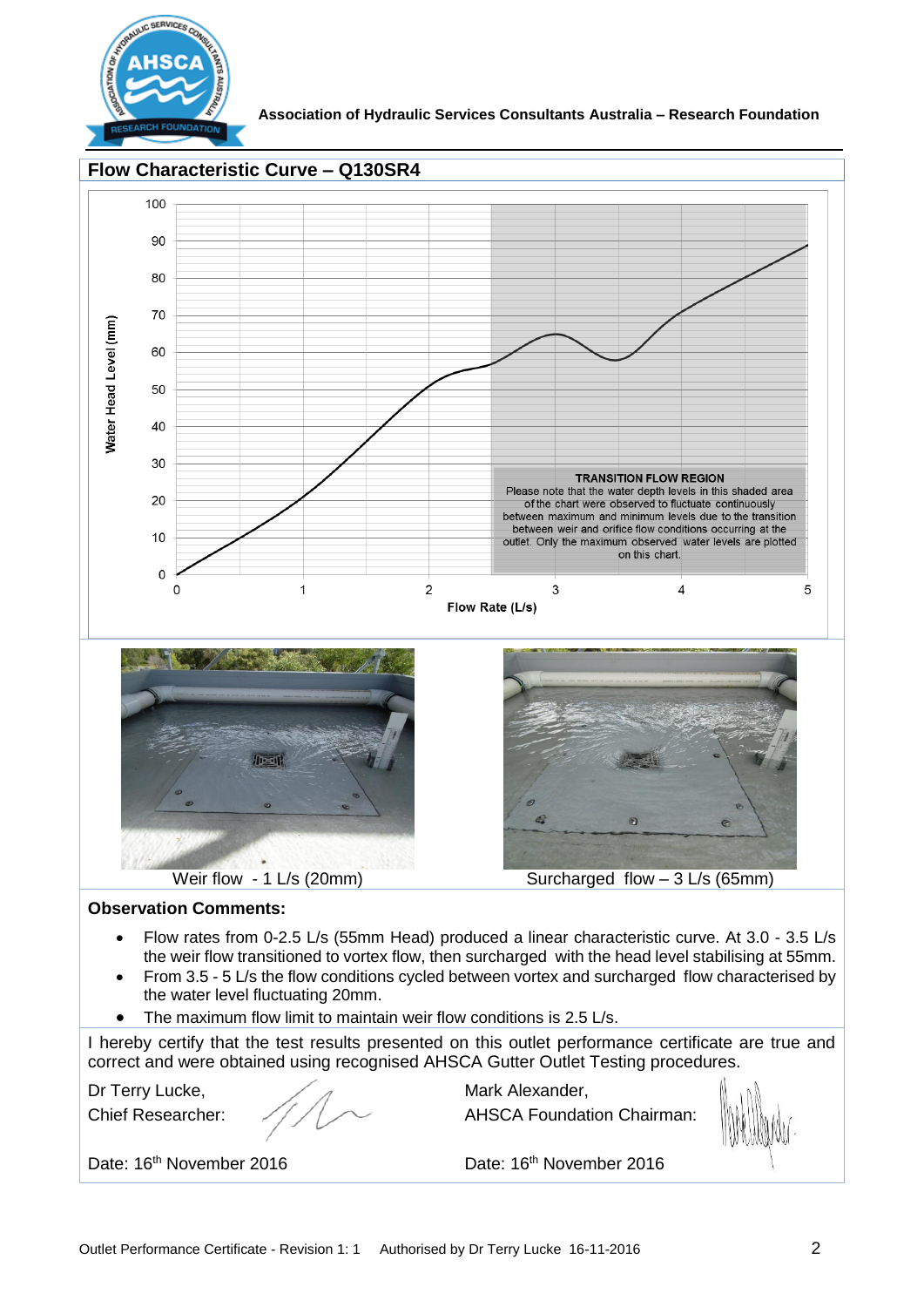Association of Hydraulic Services Consultants Australia – Research Foundation

## Flow Characteristic Curve – Q130SR4

Water Head Level (mm)

100
90
80
70
60
50
40
30
20
10
0

0 1 2 3 4 5

Flow Rate (L/s)

TRANSITION FLOW REGION
Please note that the water depth levels in this shaded area of the chart were observed to fluctuate continuously between maximum and minimum levels due to the transition between weir and orifice flow conditions occurring at the outlet. Only the maximum observed water levels are plotted on this chart.

Weir flow - 1 L/s (20mm)

Surcharged flow – 3 L/s (65mm)

**Observation Comments:**

- Flow rates from 0-2.5 L/s (55mm Head) produced a linear characteristic curve. At 3.0 - 3.5 L/s the weir flow transitioned to vortex flow, then surcharged with the head level stabilising at 55mm.
- From 3.5 - 5 L/s the flow conditions cycled between vortex and surcharged flow characterised by the water level fluctuating 20mm.
- The maximum flow limit to maintain weir flow conditions is 2.5 L/s.

I hereby certify that the test results presented on this outlet performance certificate are true and correct and were obtained using recognised AHSCA Gutter Outlet Testing procedures.

Dr Terry Lucke,
Chief Researcher:

Date: 16th November 2016

Mark Alexander,
AHSCA Foundation Chairman:

Date: 16th November 2016